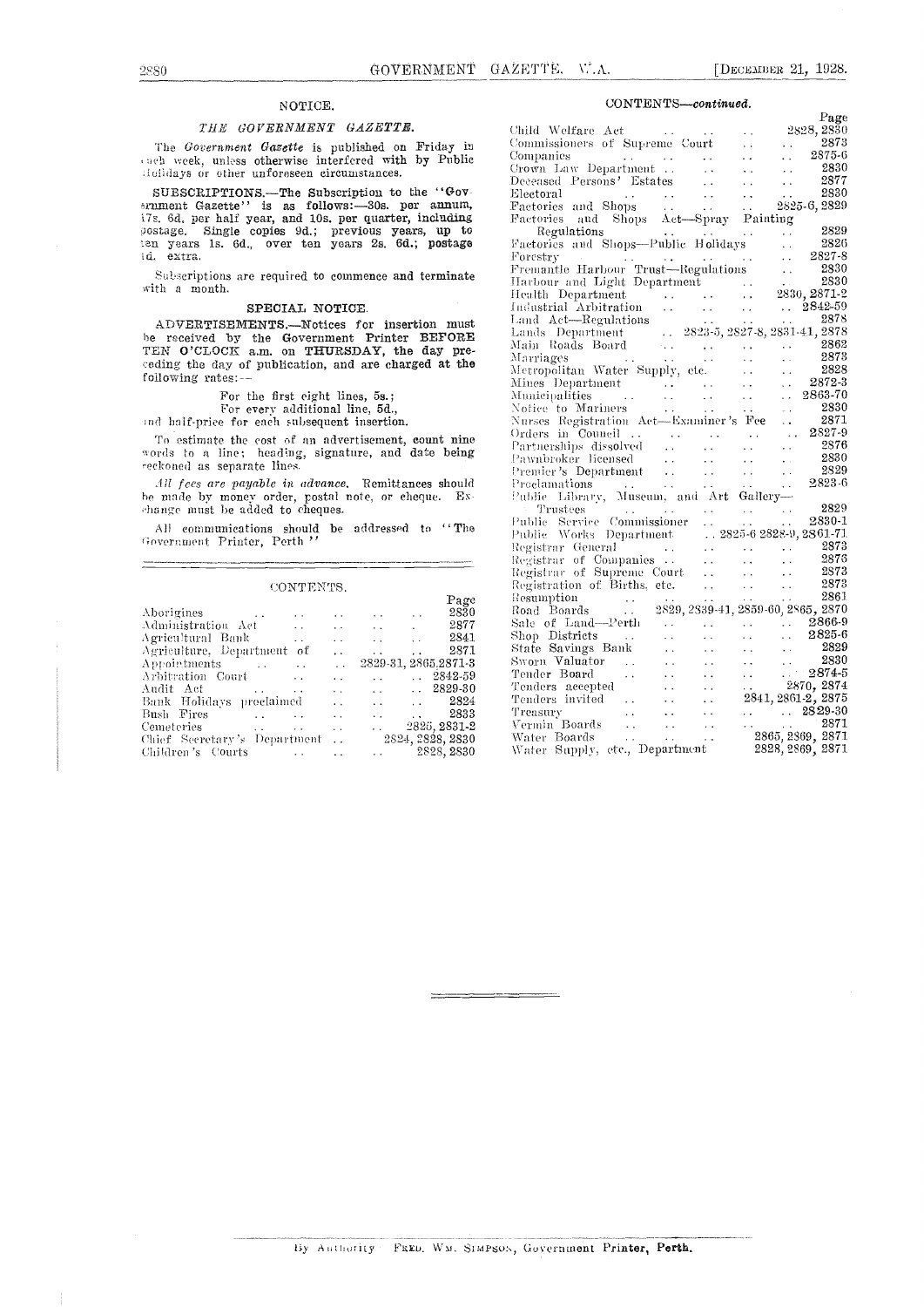## NOTICE.

### *THE GOVERNMENT GAZETTE.*

The *Government Gazette* is published on Friday in each week, unless otherwise interfered with by Public Holidays or other unforeseen circumstances.

**SUBSCRIPTIONS.—The Subscription to the "Government Gazette" is as follows:—30s. per annum,** 17s. 6d. per half year, and 10s. per quarter, including postage. Single copies 9d.; previous years, up to ten years 1s. 6d., over ten years 2s. 6d.; postage 1d. extra.

Subscriptions are required to commence and terminate with a month.

### SPECIAL NOTICE.

**ADVERTISEMENTS.—Notices for insertion must be received by the Government Printer BEFORE TEN O'CLOCK a.m. on THURSDAY, the day preceding the day of publication, and are charged at the following rates:—**

For the first eight lines, 5s.;
For every additional line, 5d.,

and half-price for each subsequent insertion.

To estimate the cost of an advertisement, count nine words to a line; heading, signature, and date being reckoned as separate lines.

*All fees are payable in advance.* Remittances should be made by money order, postal note, or cheque. Exchange must be added to cheques.

All communications should be addressed to "The Government Printer, Perth"

## CONTENTS.

| | Page |
|---|---|
| Aborigines | 2830 |
| Administration Act | 2877 |
| Agricultural Bank | 2841 |
| Agriculture, Department of | 2871 |
| Appointments | 2829-31, 2865, 2871-3 |
| Arbitration Court | 2842-59 |
| Audit Act | 2829-30 |
| Bank Holidays proclaimed | 2824 |
| Bush Fires | 2833 |
| Cemeteries | 2825, 2831-2 |
| Chief Secretary's Department | 2824, 2828, 2830 |
| Children's Courts | 2828, 2830 |
| Child Welfare Act | 2828, 2830 |
| Commissioners of Supreme Court | 2873 |
| Companies | 2875-6 |
| Crown Law Department | 2830 |
| Deceased Persons' Estates | 2877 |
| Electoral | 2830 |
| Factories and Shops | 2825-6, 2829 |
| Factories and Shops Act—Spray Painting Regulations | 2829 |
| Factories and Shops—Public Holidays | 2826 |
| Forestry | 2827-8 |
| Fremantle Harbour Trust—Regulations | 2830 |
| Harbour and Light Department | 2830 |
| Health Department | 2830, 2871-2 |
| Industrial Arbitration | 2842-59 |
| Land Act—Regulations | 2878 |
| Lands Department | 2823-5, 2827-8, 2831-41, 2878 |
| Main Roads Board | 2862 |
| Marriages | 2873 |
| Metropolitan Water Supply, etc. | 2828 |
| Mines Department | 2872-3 |
| Municipalities | 2863-70 |
| Notice to Mariners | 2830 |
| Nurses Registration Act—Examiner's Fee | 2871 |
| Orders in Council | 2827-9 |
| Partnerships dissolved | 2876 |
| Pawnbroker licensed | 2830 |
| Premier's Department | 2829 |
| Proclamations | 2823-6 |
| Public Library, Museum, and Art Gallery—Trustees | 2829 |
| Public Service Commissioner | 2830-1 |
| Public Works Department | 2825-6 2828-9, 2861-71 |
| Registrar General | 2873 |
| Registrar of Companies | 2876 |
| Registrar of Supreme Court | 2873 |
| Registration of Births, etc. | 2873 |
| Resumption | 2861 |
| Road Boards | 2829, 2839-41, 2859-60, 2865, 2870 |
| Sale of Land—Perth | 2866-9 |
| Shop Districts | 2825-6 |
| State Savings Bank | 2829 |
| Sworn Valuator | 2830 |
| Tender Board | 2874-5 |
| Tenders accepted | 2870, 2874 |
| Tenders invited | 2841, 2861-2, 2875 |
| Treasury | 2829-30 |
| Vermin Boards | 2871 |
| Water Boards | 2865, 2869, 2871 |
| Water Supply, etc., Department | 2828, 2869, 2871 |

By Authority: FRED. WM. SIMPSON, Government Printer, Perth.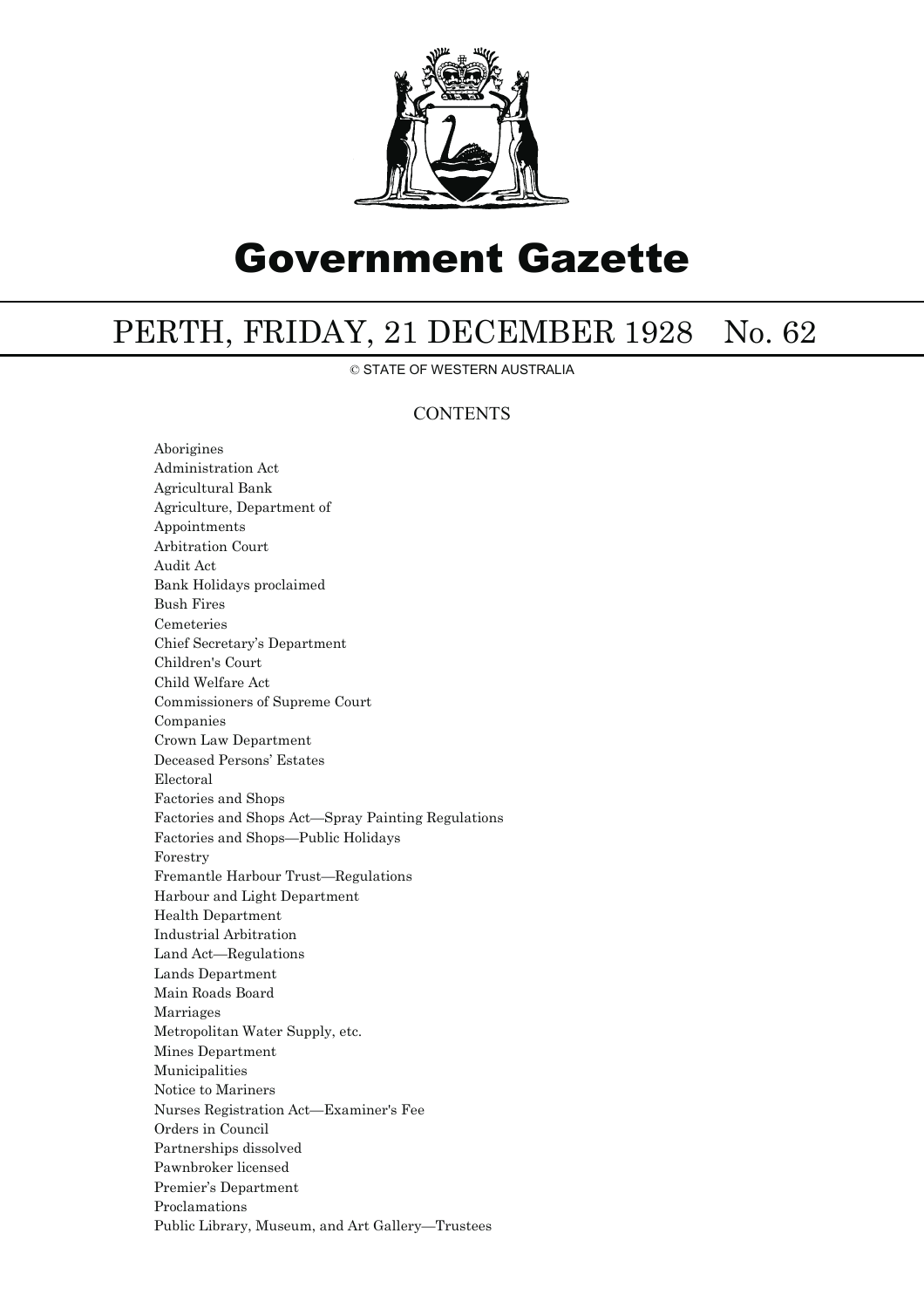# Government Gazette

## PERTH, FRIDAY, 21 DECEMBER 1928 No. 62

© STATE OF WESTERN AUSTRALIA

### CONTENTS

Aborigines
Administration Act
Agricultural Bank
Agriculture, Department of
Appointments
Arbitration Court
Audit Act
Bank Holidays proclaimed
Bush Fires
Cemeteries
Chief Secretary's Department
Children's Court
Child Welfare Act
Commissioners of Supreme Court
Companies
Crown Law Department
Deceased Persons' Estates
Electoral
Factories and Shops
Factories and Shops Act—Spray Painting Regulations
Factories and Shops—Public Holidays
Forestry
Fremantle Harbour Trust—Regulations
Harbour and Light Department
Health Department
Industrial Arbitration
Land Act—Regulations
Lands Department
Main Roads Board
Marriages
Metropolitan Water Supply, etc.
Mines Department
Municipalities
Notice to Mariners
Nurses Registration Act—Examiner's Fee
Orders in Council
Partnerships dissolved
Pawnbroker licensed
Premier's Department
Proclamations
Public Library, Museum, and Art Gallery—Trustees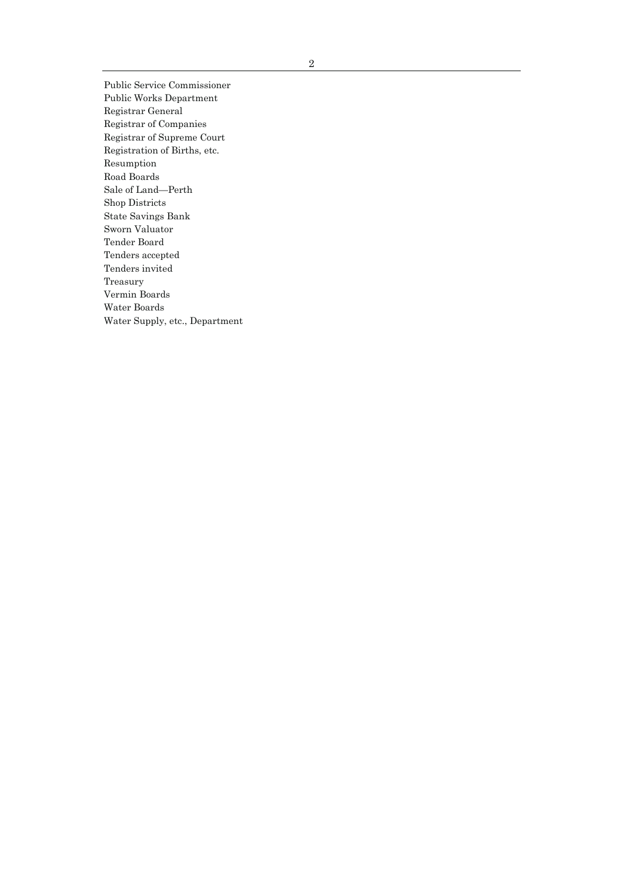Public Service Commissioner
Public Works Department
Registrar General
Registrar of Companies
Registrar of Supreme Court
Registration of Births, etc.
Resumption
Road Boards
Sale of Land—Perth
Shop Districts
State Savings Bank
Sworn Valuator
Tender Board
Tenders accepted
Tenders invited
Treasury
Vermin Boards
Water Boards
Water Supply, etc., Department